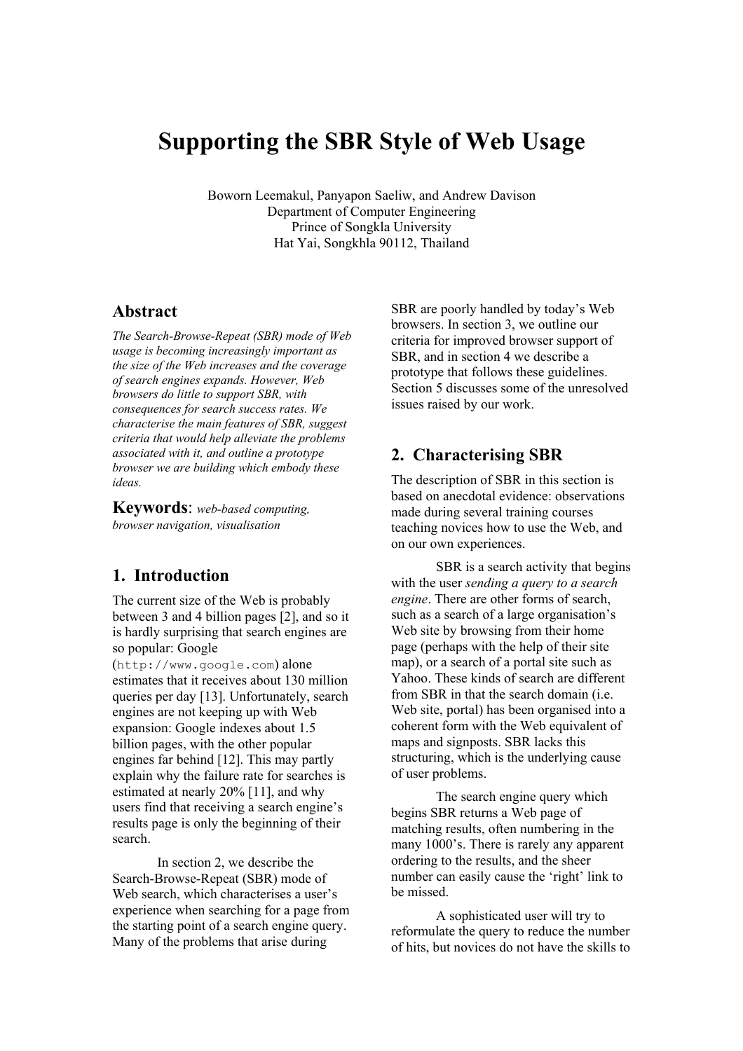# Supporting the SBR Style of Web Usage

Boworn Leemakul, Panyapon Saeliw, and Andrew Davison
Department of Computer Engineering
Prince of Songkla University
Hat Yai, Songkhla 90112, Thailand

## Abstract

*The Search-Browse-Repeat (SBR) mode of Web usage is becoming increasingly important as the size of the Web increases and the coverage of search engines expands. However, Web browsers do little to support SBR, with consequences for search success rates. We characterise the main features of SBR, suggest criteria that would help alleviate the problems associated with it, and outline a prototype browser we are building which embody these ideas.*

**Keywords**: *web-based computing, browser navigation, visualisation*

## 1. Introduction

The current size of the Web is probably between 3 and 4 billion pages [2], and so it is hardly surprising that search engines are so popular: Google (`http://www.google.com`) alone estimates that it receives about 130 million queries per day [13]. Unfortunately, search engines are not keeping up with Web expansion: Google indexes about 1.5 billion pages, with the other popular engines far behind [12]. This may partly explain why the failure rate for searches is estimated at nearly 20% [11], and why users find that receiving a search engine's results page is only the beginning of their search.

In section 2, we describe the Search-Browse-Repeat (SBR) mode of Web search, which characterises a user's experience when searching for a page from the starting point of a search engine query. Many of the problems that arise during SBR are poorly handled by today's Web browsers. In section 3, we outline our criteria for improved browser support of SBR, and in section 4 we describe a prototype that follows these guidelines. Section 5 discusses some of the unresolved issues raised by our work.

## 2. Characterising SBR

The description of SBR in this section is based on anecdotal evidence: observations made during several training courses teaching novices how to use the Web, and on our own experiences.

SBR is a search activity that begins with the user *sending a query to a search engine*. There are other forms of search, such as a search of a large organisation's Web site by browsing from their home page (perhaps with the help of their site map), or a search of a portal site such as Yahoo. These kinds of search are different from SBR in that the search domain (i.e. Web site, portal) has been organised into a coherent form with the Web equivalent of maps and signposts. SBR lacks this structuring, which is the underlying cause of user problems.

The search engine query which begins SBR returns a Web page of matching results, often numbering in the many 1000's. There is rarely any apparent ordering to the results, and the sheer number can easily cause the 'right' link to be missed.

A sophisticated user will try to reformulate the query to reduce the number of hits, but novices do not have the skills to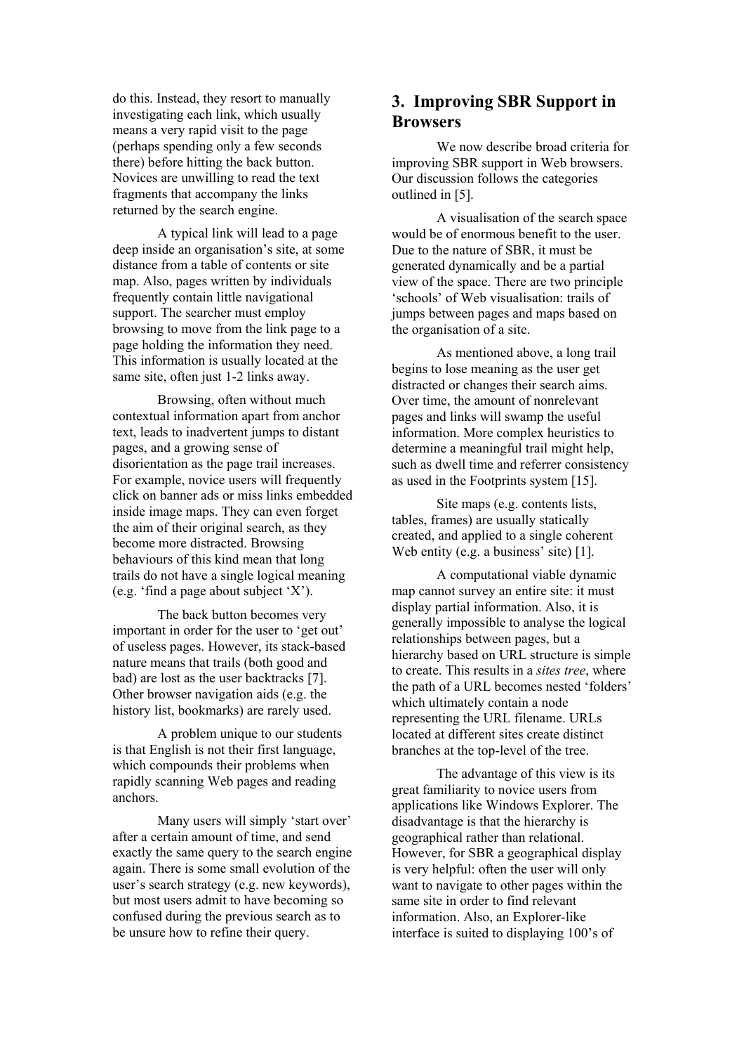do this. Instead, they resort to manually investigating each link, which usually means a very rapid visit to the page (perhaps spending only a few seconds there) before hitting the back button. Novices are unwilling to read the text fragments that accompany the links returned by the search engine.

A typical link will lead to a page deep inside an organisation's site, at some distance from a table of contents or site map. Also, pages written by individuals frequently contain little navigational support. The searcher must employ browsing to move from the link page to a page holding the information they need. This information is usually located at the same site, often just 1-2 links away.

Browsing, often without much contextual information apart from anchor text, leads to inadvertent jumps to distant pages, and a growing sense of disorientation as the page trail increases. For example, novice users will frequently click on banner ads or miss links embedded inside image maps. They can even forget the aim of their original search, as they become more distracted. Browsing behaviours of this kind mean that long trails do not have a single logical meaning (e.g. 'find a page about subject 'X').

The back button becomes very important in order for the user to 'get out' of useless pages. However, its stack-based nature means that trails (both good and bad) are lost as the user backtracks [7]. Other browser navigation aids (e.g. the history list, bookmarks) are rarely used.

A problem unique to our students is that English is not their first language, which compounds their problems when rapidly scanning Web pages and reading anchors.

Many users will simply 'start over' after a certain amount of time, and send exactly the same query to the search engine again. There is some small evolution of the user's search strategy (e.g. new keywords), but most users admit to have becoming so confused during the previous search as to be unsure how to refine their query.

## 3. Improving SBR Support in Browsers

We now describe broad criteria for improving SBR support in Web browsers. Our discussion follows the categories outlined in [5].

A visualisation of the search space would be of enormous benefit to the user. Due to the nature of SBR, it must be generated dynamically and be a partial view of the space. There are two principle 'schools' of Web visualisation: trails of jumps between pages and maps based on the organisation of a site.

As mentioned above, a long trail begins to lose meaning as the user get distracted or changes their search aims. Over time, the amount of nonrelevant pages and links will swamp the useful information. More complex heuristics to determine a meaningful trail might help, such as dwell time and referrer consistency as used in the Footprints system [15].

Site maps (e.g. contents lists, tables, frames) are usually statically created, and applied to a single coherent Web entity (e.g. a business' site) [1].

A computational viable dynamic map cannot survey an entire site: it must display partial information. Also, it is generally impossible to analyse the logical relationships between pages, but a hierarchy based on URL structure is simple to create. This results in a *sites tree*, where the path of a URL becomes nested 'folders' which ultimately contain a node representing the URL filename. URLs located at different sites create distinct branches at the top-level of the tree.

The advantage of this view is its great familiarity to novice users from applications like Windows Explorer. The disadvantage is that the hierarchy is geographical rather than relational. However, for SBR a geographical display is very helpful: often the user will only want to navigate to other pages within the same site in order to find relevant information. Also, an Explorer-like interface is suited to displaying 100's of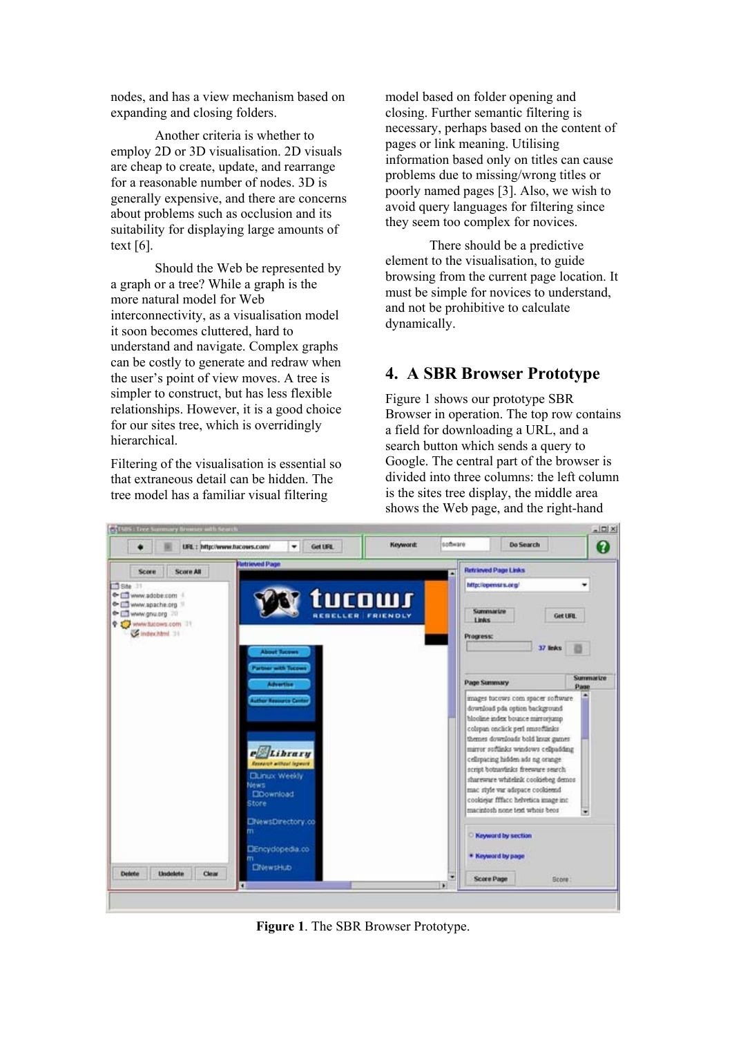nodes, and has a view mechanism based on expanding and closing folders.

Another criteria is whether to employ 2D or 3D visualisation. 2D visuals are cheap to create, update, and rearrange for a reasonable number of nodes. 3D is generally expensive, and there are concerns about problems such as occlusion and its suitability for displaying large amounts of text [6].

Should the Web be represented by a graph or a tree? While a graph is the more natural model for Web interconnectivity, as a visualisation model it soon becomes cluttered, hard to understand and navigate. Complex graphs can be costly to generate and redraw when the user's point of view moves. A tree is simpler to construct, but has less flexible relationships. However, it is a good choice for our sites tree, which is overridingly hierarchical.

Filtering of the visualisation is essential so that extraneous detail can be hidden. The tree model has a familiar visual filtering model based on folder opening and closing. Further semantic filtering is necessary, perhaps based on the content of pages or link meaning. Utilising information based only on titles can cause problems due to missing/wrong titles or poorly named pages [3]. Also, we wish to avoid query languages for filtering since they seem too complex for novices.

There should be a predictive element to the visualisation, to guide browsing from the current page location. It must be simple for novices to understand, and not be prohibitive to calculate dynamically.

## 4. A SBR Browser Prototype

Figure 1 shows our prototype SBR Browser in operation. The top row contains a field for downloading a URL, and a search button which sends a query to Google. The central part of the browser is divided into three columns: the left column is the sites tree display, the middle area shows the Web page, and the right-hand

**Figure 1**. The SBR Browser Prototype.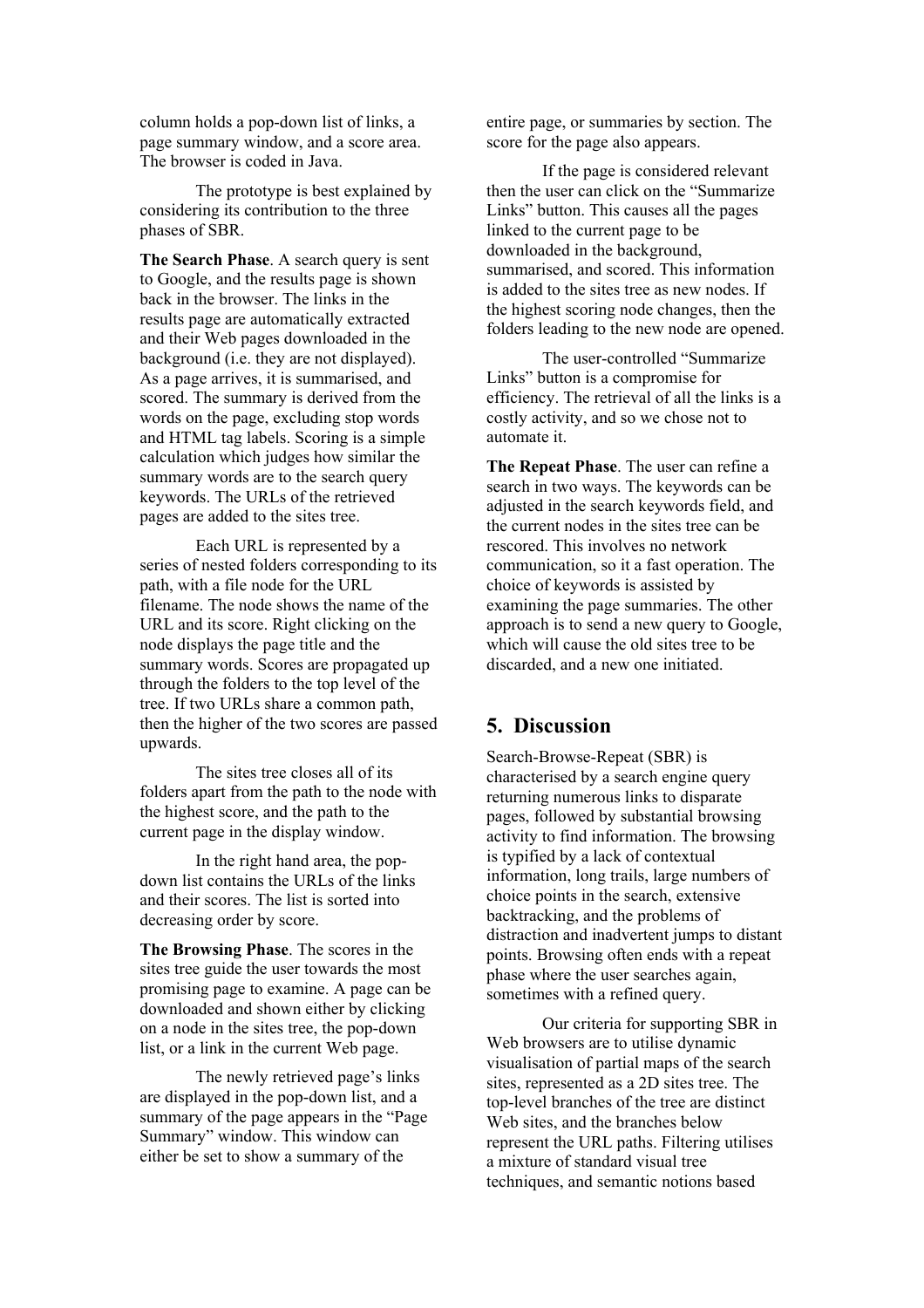column holds a pop-down list of links, a page summary window, and a score area. The browser is coded in Java.

The prototype is best explained by considering its contribution to the three phases of SBR.

**The Search Phase**. A search query is sent to Google, and the results page is shown back in the browser. The links in the results page are automatically extracted and their Web pages downloaded in the background (i.e. they are not displayed). As a page arrives, it is summarised, and scored. The summary is derived from the words on the page, excluding stop words and HTML tag labels. Scoring is a simple calculation which judges how similar the summary words are to the search query keywords. The URLs of the retrieved pages are added to the sites tree.

Each URL is represented by a series of nested folders corresponding to its path, with a file node for the URL filename. The node shows the name of the URL and its score. Right clicking on the node displays the page title and the summary words. Scores are propagated up through the folders to the top level of the tree. If two URLs share a common path, then the higher of the two scores are passed upwards.

The sites tree closes all of its folders apart from the path to the node with the highest score, and the path to the current page in the display window.

In the right hand area, the pop-down list contains the URLs of the links and their scores. The list is sorted into decreasing order by score.

**The Browsing Phase**. The scores in the sites tree guide the user towards the most promising page to examine. A page can be downloaded and shown either by clicking on a node in the sites tree, the pop-down list, or a link in the current Web page.

The newly retrieved page's links are displayed in the pop-down list, and a summary of the page appears in the "Page Summary" window. This window can either be set to show a summary of the entire page, or summaries by section. The score for the page also appears.

If the page is considered relevant then the user can click on the "Summarize Links" button. This causes all the pages linked to the current page to be downloaded in the background, summarised, and scored. This information is added to the sites tree as new nodes. If the highest scoring node changes, then the folders leading to the new node are opened.

The user-controlled "Summarize Links" button is a compromise for efficiency. The retrieval of all the links is a costly activity, and so we chose not to automate it.

**The Repeat Phase**. The user can refine a search in two ways. The keywords can be adjusted in the search keywords field, and the current nodes in the sites tree can be rescored. This involves no network communication, so it a fast operation. The choice of keywords is assisted by examining the page summaries. The other approach is to send a new query to Google, which will cause the old sites tree to be discarded, and a new one initiated.

## 5. Discussion

Search-Browse-Repeat (SBR) is characterised by a search engine query returning numerous links to disparate pages, followed by substantial browsing activity to find information. The browsing is typified by a lack of contextual information, long trails, large numbers of choice points in the search, extensive backtracking, and the problems of distraction and inadvertent jumps to distant points. Browsing often ends with a repeat phase where the user searches again, sometimes with a refined query.

Our criteria for supporting SBR in Web browsers are to utilise dynamic visualisation of partial maps of the search sites, represented as a 2D sites tree. The top-level branches of the tree are distinct Web sites, and the branches below represent the URL paths. Filtering utilises a mixture of standard visual tree techniques, and semantic notions based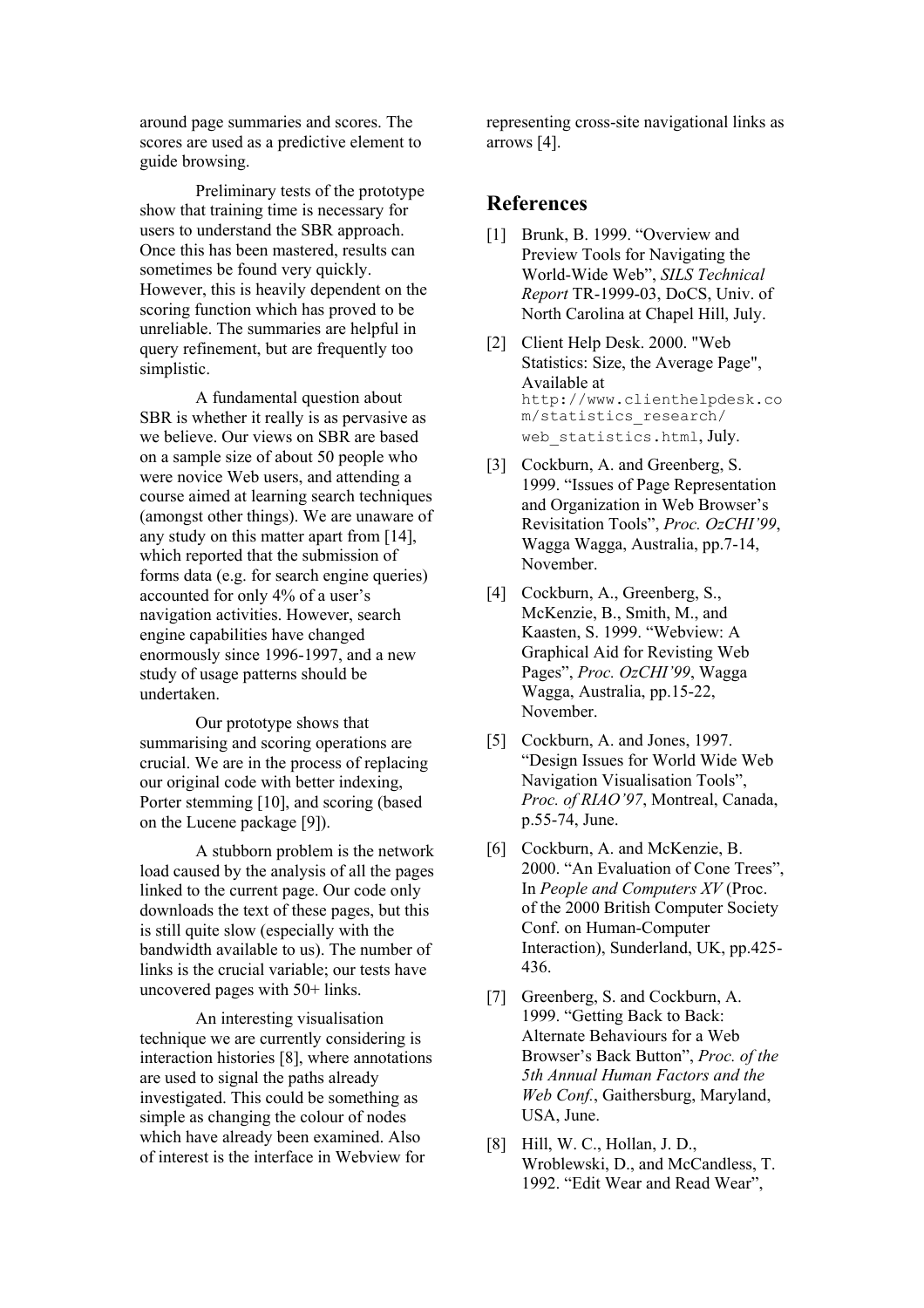around page summaries and scores. The scores are used as a predictive element to guide browsing.

Preliminary tests of the prototype show that training time is necessary for users to understand the SBR approach. Once this has been mastered, results can sometimes be found very quickly. However, this is heavily dependent on the scoring function which has proved to be unreliable. The summaries are helpful in query refinement, but are frequently too simplistic.

A fundamental question about SBR is whether it really is as pervasive as we believe. Our views on SBR are based on a sample size of about 50 people who were novice Web users, and attending a course aimed at learning search techniques (amongst other things). We are unaware of any study on this matter apart from [14], which reported that the submission of forms data (e.g. for search engine queries) accounted for only 4% of a user's navigation activities. However, search engine capabilities have changed enormously since 1996-1997, and a new study of usage patterns should be undertaken.

Our prototype shows that summarising and scoring operations are crucial. We are in the process of replacing our original code with better indexing, Porter stemming [10], and scoring (based on the Lucene package [9]).

A stubborn problem is the network load caused by the analysis of all the pages linked to the current page. Our code only downloads the text of these pages, but this is still quite slow (especially with the bandwidth available to us). The number of links is the crucial variable; our tests have uncovered pages with 50+ links.

An interesting visualisation technique we are currently considering is interaction histories [8], where annotations are used to signal the paths already investigated. This could be something as simple as changing the colour of nodes which have already been examined. Also of interest is the interface in Webview for representing cross-site navigational links as arrows [4].

## References

[1] Brunk, B. 1999. "Overview and Preview Tools for Navigating the World-Wide Web", *SILS Technical Report* TR-1999-03, DoCS, Univ. of North Carolina at Chapel Hill, July.

[2] Client Help Desk. 2000. "Web Statistics: Size, the Average Page", Available at `http://www.clienthelpdesk.com/statistics_research/web_statistics.html`, July.

[3] Cockburn, A. and Greenberg, S. 1999. "Issues of Page Representation and Organization in Web Browser's Revisitation Tools", *Proc. OzCHI'99*, Wagga Wagga, Australia, pp.7-14, November.

[4] Cockburn, A., Greenberg, S., McKenzie, B., Smith, M., and Kaasten, S. 1999. "Webview: A Graphical Aid for Revisting Web Pages", *Proc. OzCHI'99*, Wagga Wagga, Australia, pp.15-22, November.

[5] Cockburn, A. and Jones, 1997. "Design Issues for World Wide Web Navigation Visualisation Tools", *Proc. of RIAO'97*, Montreal, Canada, p.55-74, June.

[6] Cockburn, A. and McKenzie, B. 2000. "An Evaluation of Cone Trees", In *People and Computers XV* (Proc. of the 2000 British Computer Society Conf. on Human-Computer Interaction), Sunderland, UK, pp.425-436.

[7] Greenberg, S. and Cockburn, A. 1999. "Getting Back to Back: Alternate Behaviours for a Web Browser's Back Button", *Proc. of the 5th Annual Human Factors and the Web Conf.*, Gaithersburg, Maryland, USA, June.

[8] Hill, W. C., Hollan, J. D., Wroblewski, D., and McCandless, T. 1992. "Edit Wear and Read Wear",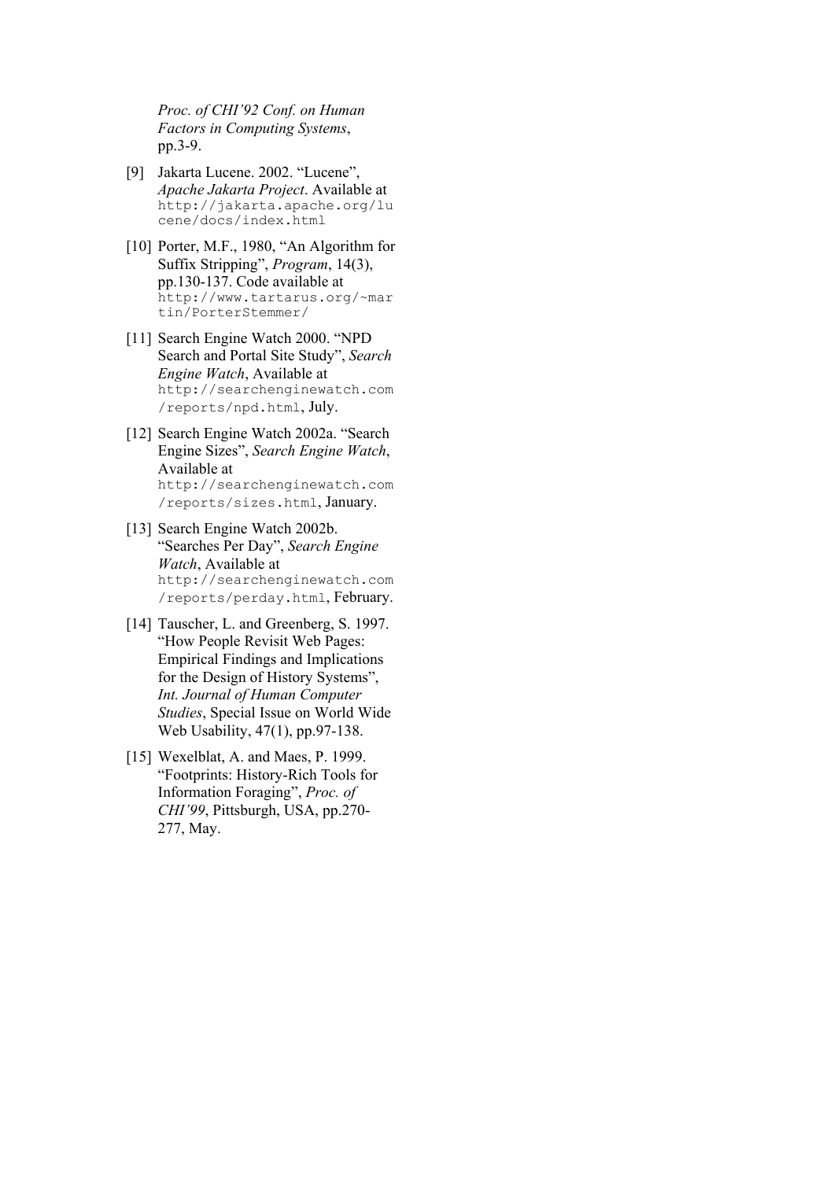*Proc. of CHI'92 Conf. on Human Factors in Computing Systems*, pp.3-9.

[9] Jakarta Lucene. 2002. "Lucene", *Apache Jakarta Project*. Available at `http://jakarta.apache.org/lucene/docs/index.html`

[10] Porter, M.F., 1980, "An Algorithm for Suffix Stripping", *Program*, 14(3), pp.130-137. Code available at `http://www.tartarus.org/~martin/PorterStemmer/`

[11] Search Engine Watch 2000. "NPD Search and Portal Site Study", *Search Engine Watch*, Available at `http://searchenginewatch.com/reports/npd.html`, July.

[12] Search Engine Watch 2002a. "Search Engine Sizes", *Search Engine Watch*, Available at `http://searchenginewatch.com/reports/sizes.html`, January.

[13] Search Engine Watch 2002b. "Searches Per Day", *Search Engine Watch*, Available at `http://searchenginewatch.com/reports/perday.html`, February.

[14] Tauscher, L. and Greenberg, S. 1997. "How People Revisit Web Pages: Empirical Findings and Implications for the Design of History Systems", *Int. Journal of Human Computer Studies*, Special Issue on World Wide Web Usability, 47(1), pp.97-138.

[15] Wexelblat, A. and Maes, P. 1999. "Footprints: History-Rich Tools for Information Foraging", *Proc. of CHI'99*, Pittsburgh, USA, pp.270-277, May.